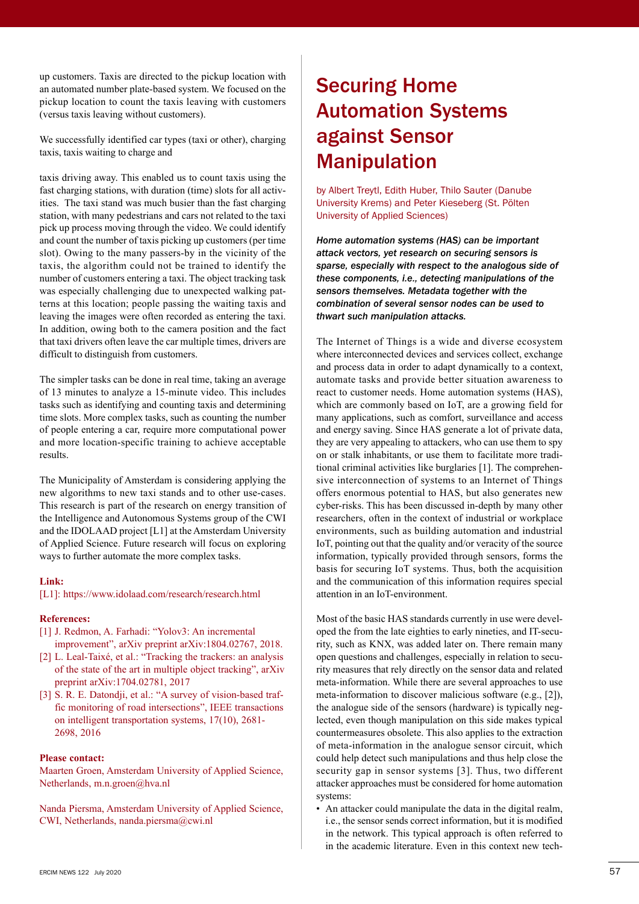up customers. Taxis are directed to the pickup location with an automated number plate-based system. We focused on the pickup location to count the taxis leaving with customers (versus taxis leaving without customers).

We successfully identified car types (taxi or other), charging taxis, taxis waiting to charge and

taxis driving away. This enabled us to count taxis using the fast charging stations, with duration (time) slots for all activities. The taxi stand was much busier than the fast charging station, with many pedestrians and cars not related to the taxi pick up process moving through the video. We could identify and count the number of taxis picking up customers (per time slot). Owing to the many passers-by in the vicinity of the taxis, the algorithm could not be trained to identify the number of customers entering a taxi. The object tracking task was especially challenging due to unexpected walking patterns at this location; people passing the waiting taxis and leaving the images were often recorded as entering the taxi. In addition, owing both to the camera position and the fact that taxi drivers often leave the car multiple times, drivers are difficult to distinguish from customers.

The simpler tasks can be done in real time, taking an average of 13 minutes to analyze a 15-minute video. This includes tasks such as identifying and counting taxis and determining time slots. More complex tasks, such as counting the number of people entering a car, require more computational power and more location-specific training to achieve acceptable results.

The Municipality of Amsterdam is considering applying the new algorithms to new taxi stands and to other use-cases. This research is part of the research on energy transition of the Intelligence and Autonomous Systems group of the CWI and the IDOLAAD project [L1] at the Amsterdam University of Applied Science. Future research will focus on exploring ways to further automate the more complex tasks.

**Link:**
[L1]: https://www.idolaad.com/research/research.html

**References:**
- [1] J. Redmon, A. Farhadi: "Yolov3: An incremental improvement", arXiv preprint arXiv:1804.02767, 2018.
- [2] L. Leal-Taixé, et al.: "Tracking the trackers: an analysis of the state of the art in multiple object tracking", arXiv preprint arXiv:1704.02781, 2017
- [3] S. R. E. Datondji, et al.: "A survey of vision-based traffic monitoring of road intersections", IEEE transactions on intelligent transportation systems, 17(10), 2681-2698, 2016

**Please contact:**
Maarten Groen, Amsterdam University of Applied Science, Netherlands, m.n.groen@hva.nl

Nanda Piersma, Amsterdam University of Applied Science, CWI, Netherlands, nanda.piersma@cwi.nl

# Securing Home Automation Systems against Sensor Manipulation

by Albert Treytl, Edith Huber, Thilo Sauter (Danube University Krems) and Peter Kieseberg (St. Pölten University of Applied Sciences)

***Home automation systems (HAS) can be important attack vectors, yet research on securing sensors is sparse, especially with respect to the analogous side of these components, i.e., detecting manipulations of the sensors themselves. Metadata together with the combination of several sensor nodes can be used to thwart such manipulation attacks.***

The Internet of Things is a wide and diverse ecosystem where interconnected devices and services collect, exchange and process data in order to adapt dynamically to a context, automate tasks and provide better situation awareness to react to customer needs. Home automation systems (HAS), which are commonly based on IoT, are a growing field for many applications, such as comfort, surveillance and access and energy saving. Since HAS generate a lot of private data, they are very appealing to attackers, who can use them to spy on or stalk inhabitants, or use them to facilitate more traditional criminal activities like burglaries [1]. The comprehensive interconnection of systems to an Internet of Things offers enormous potential to HAS, but also generates new cyber-risks. This has been discussed in-depth by many other researchers, often in the context of industrial or workplace environments, such as building automation and industrial IoT, pointing out that the quality and/or veracity of the source information, typically provided through sensors, forms the basis for securing IoT systems. Thus, both the acquisition and the communication of this information requires special attention in an IoT-environment.

Most of the basic HAS standards currently in use were developed the from the late eighties to early nineties, and IT-security, such as KNX, was added later on. There remain many open questions and challenges, especially in relation to security measures that rely directly on the sensor data and related meta-information. While there are several approaches to use meta-information to discover malicious software (e.g., [2]), the analogue side of the sensors (hardware) is typically neglected, even though manipulation on this side makes typical countermeasures obsolete. This also applies to the extraction of meta-information in the analogue sensor circuit, which could help detect such manipulations and thus help close the security gap in sensor systems [3]. Thus, two different attacker approaches must be considered for home automation systems:

- An attacker could manipulate the data in the digital realm, i.e., the sensor sends correct information, but it is modified in the network. This typical approach is often referred to in the academic literature. Even in this context new tech-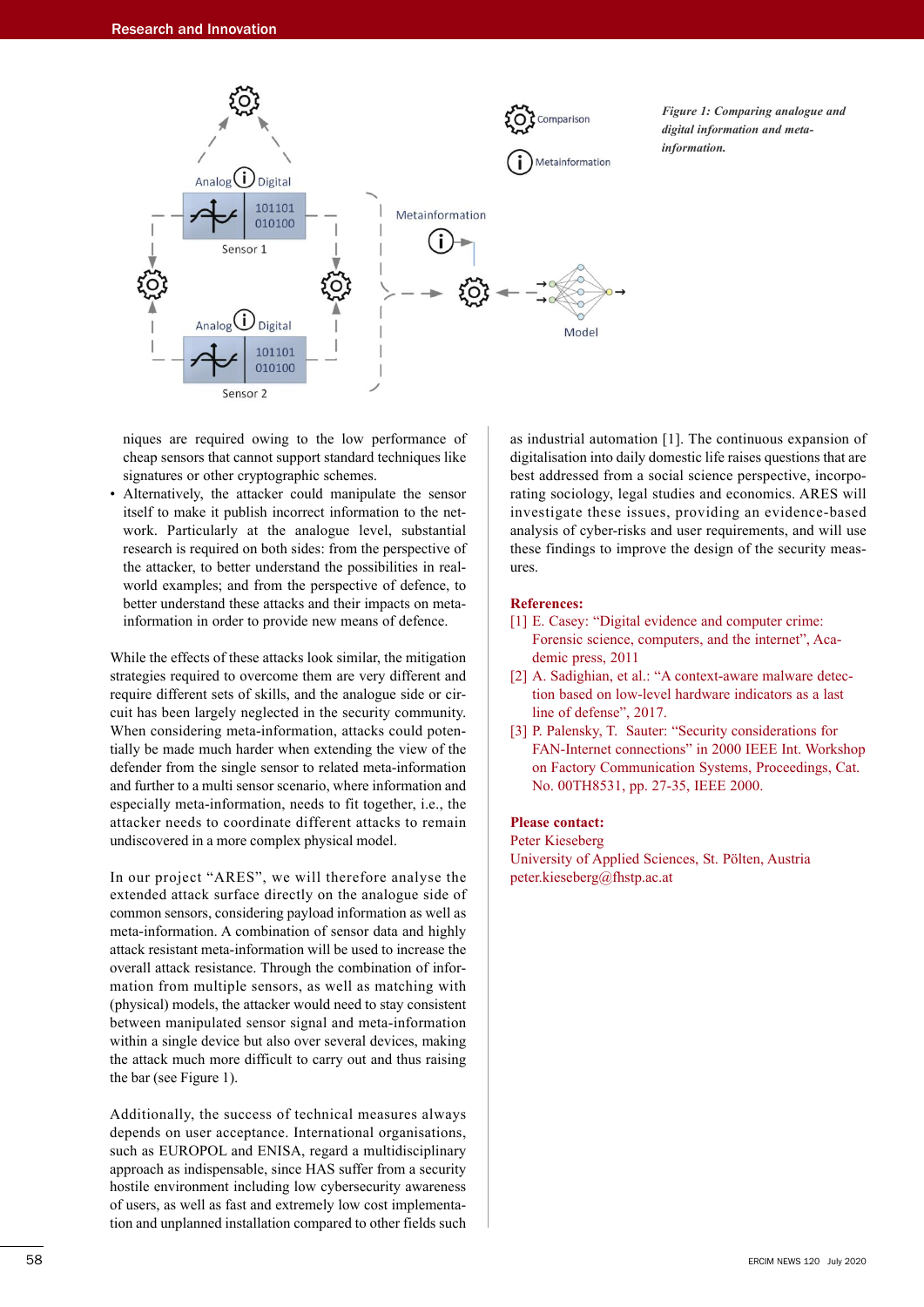Analog Digital

101101
010100

Sensor 1

Analog Digital

101101
010100

Sensor 2

Metainformation

Model

Comparison

Metainformation

*Figure 1: Comparing analogue and digital information and meta-information.*

niques are required owing to the low performance of cheap sensors that cannot support standard techniques like signatures or other cryptographic schemes.

- Alternatively, the attacker could manipulate the sensor itself to make it publish incorrect information to the network. Particularly at the analogue level, substantial research is required on both sides: from the perspective of the attacker, to better understand the possibilities in real-world examples; and from the perspective of defence, to better understand these attacks and their impacts on meta-information in order to provide new means of defence.

While the effects of these attacks look similar, the mitigation strategies required to overcome them are very different and require different sets of skills, and the analogue side or circuit has been largely neglected in the security community. When considering meta-information, attacks could potentially be made much harder when extending the view of the defender from the single sensor to related meta-information and further to a multi sensor scenario, where information and especially meta-information, needs to fit together, i.e., the attacker needs to coordinate different attacks to remain undiscovered in a more complex physical model.

In our project "ARES", we will therefore analyse the extended attack surface directly on the analogue side of common sensors, considering payload information as well as meta-information. A combination of sensor data and highly attack resistant meta-information will be used to increase the overall attack resistance. Through the combination of information from multiple sensors, as well as matching with (physical) models, the attacker would need to stay consistent between manipulated sensor signal and meta-information within a single device but also over several devices, making the attack much more difficult to carry out and thus raising the bar (see Figure 1).

Additionally, the success of technical measures always depends on user acceptance. International organisations, such as EUROPOL and ENISA, regard a multidisciplinary approach as indispensable, since HAS suffer from a security hostile environment including low cybersecurity awareness of users, as well as fast and extremely low cost implementation and unplanned installation compared to other fields such as industrial automation [1]. The continuous expansion of digitalisation into daily domestic life raises questions that are best addressed from a social science perspective, incorporating sociology, legal studies and economics. ARES will investigate these issues, providing an evidence-based analysis of cyber-risks and user requirements, and will use these findings to improve the design of the security measures.

**References:**

[1] E. Casey: "Digital evidence and computer crime: Forensic science, computers, and the internet", Academic press, 2011

[2] A. Sadighian, et al.: "A context-aware malware detection based on low-level hardware indicators as a last line of defense", 2017.

[3] P. Palensky, T. Sauter: "Security considerations for FAN-Internet connections" in 2000 IEEE Int. Workshop on Factory Communication Systems, Proceedings, Cat. No. 00TH8531, pp. 27-35, IEEE 2000.

**Please contact:**

Peter Kieseberg
University of Applied Sciences, St. Pölten, Austria
peter.kieseberg@fhstp.ac.at